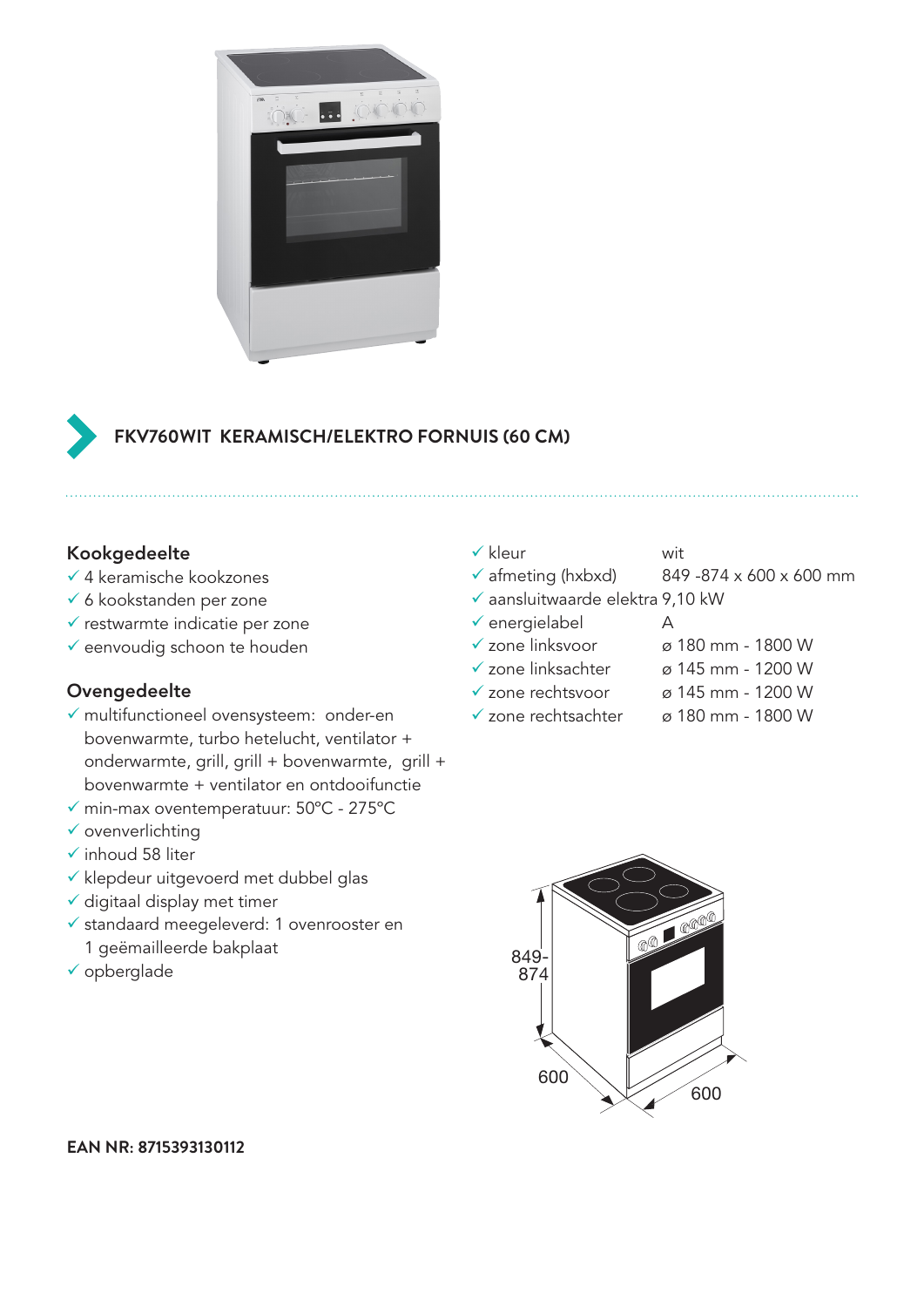## FKV760WIT KERAMISCH/ELEKTRO FORNUIS (60 CM)

### Kookgedeelte

- ✓ 4 keramische kookzones
- ✓ 6 kookstanden per zone
- ✓ restwarmte indicatie per zone
- ✓ eenvoudig schoon te houden

### Ovengedeelte

- ✓ multifunctioneel ovensysteem: onder-en bovenwarmte, turbo hetelucht, ventilator + onderwarmte, grill, grill + bovenwarmte, grill + bovenwarmte + ventilator en ontdooifunctie
- ✓ min-max oventemperatuur: 50°C - 275°C
- ✓ ovenverlichting
- ✓ inhoud 58 liter
- ✓ klepdeur uitgevoerd met dubbel glas
- ✓ digitaal display met timer
- ✓ standaard meegeleverd: 1 ovenrooster en 1 geëmailleerde bakplaat
- ✓ opberglade

| | |
|---|---|
| ✓ kleur | wit |
| ✓ afmeting (hxbxd) | 849 -874 x 600 x 600 mm |
| ✓ aansluitwaarde elektra | 9,10 kW |
| ✓ energielabel | A |
| ✓ zone linksvoor | ø 180 mm - 1800 W |
| ✓ zone linksachter | ø 145 mm - 1200 W |
| ✓ zone rechtsvoor | ø 145 mm - 1200 W |
| ✓ zone rechtsachter | ø 180 mm - 1800 W |

849-874

600

600

**EAN NR: 8715393130112**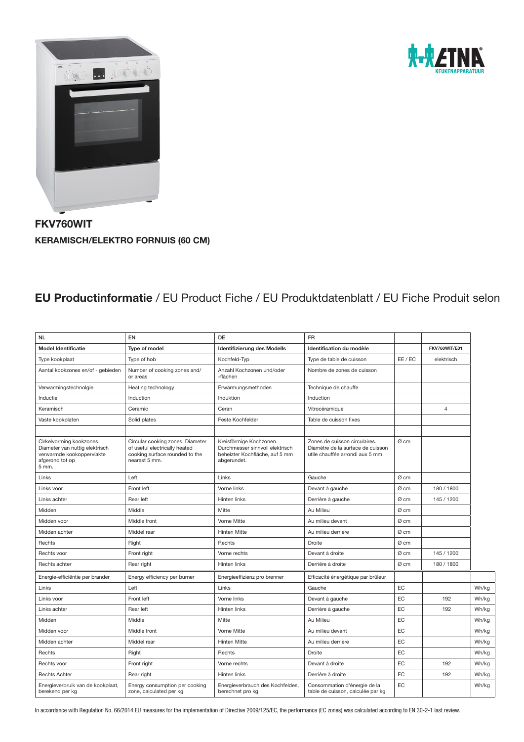**FKV760WIT**

**KERAMISCH/ELEKTRO FORNUIS (60 CM)**

## **EU Productinformatie** / EU Product Fiche / EU Produktdatenblatt / EU Fiche Produit selon

| NL | EN | DE | FR | | | |
|---|---|---|---|---|---|---|
| **Model Identificatie** | **Type of model** | **Identifizierung des Modells** | **Identification du modèle** | | **FKV760WIT/E01** | |
| Type kookplaat | Type of hob | Kochfeld-Typ | Type de table de cuisson | EE / EC | elektrisch | |
| Aantal kookzones en/of - gebieden | Number of cooking zones and/ or areas | Anzahl Kochzonen und/oder -flächen | Nombre de zones de cuisson | | | |
| Verwarmingstechnolgie | Heating technology | Erwärmungsmethoden | Technique de chauffe | | | |
| Inductie | Induction | Induktion | Induction | | | |
| Keramisch | Ceramic | Ceran | Vitrocéramique | | 4 | |
| Vaste kookplaten | Solid plates | Feste Kochfelder | Table de cuisson fixes | | | |
| | | | | | | |
| Cirkelvorming kookzones. Diameter van nuttig elektrisch verwarmde kookoppervlakte afgerond tot op 5 mm. | Circular cooking zones. Diameter of useful electrically heated cooking surface rounded to the nearest 5 mm. | Kreisförmige Kochzonen. Durchmesser sinnvoll elektrisch beheizter Kochfläche, auf 5 mm abgerundet. | Zones de cuisson circulaires. Diamètre de la surface de cuisson utile chauffée arrondi aux 5 mm. | Ø cm | | |
| Links | Left | Links | Gauche | Ø cm | | |
| Links voor | Front left | Vorne links | Devant à gauche | Ø cm | 180 / 1800 | |
| Links achter | Rear left | Hinten links | Derrière à gauche | Ø cm | 145 / 1200 | |
| Midden | Middle | Mitte | Au Milieu | Ø cm | | |
| Midden voor | Middle front | Vorne Mitte | Au milieu devant | Ø cm | | |
| Midden achter | Middel rear | Hinten Mitte | Au milieu derrière | Ø cm | | |
| Rechts | Right | Rechts | Droite | Ø cm | | |
| Rechts voor | Front right | Vorne rechts | Devant à droite | Ø cm | 145 / 1200 | |
| Rechts achter | Rear right | Hinten links | Derrière à droite | Ø cm | 180 / 1800 | |
| Energie-efficiëntie per brander | Energy efficiency per burner | Energieeffizienz pro brenner | Efficacité énergétique par brûleur | | | |
| Links | Left | Links | Gauche | EC | | Wh/kg |
| Links voor | Front left | Vorne links | Devant à gauche | EC | 192 | Wh/kg |
| Links achter | Rear left | Hinten links | Derrière à gauche | EC | 192 | Wh/kg |
| Midden | Middle | Mitte | Au Milieu | EC | | Wh/kg |
| Midden voor | Middle front | Vorne Mitte | Au milieu devant | EC | | Wh/kg |
| Midden achter | Middel rear | Hinten Mitte | Au milieu derrière | EC | | Wh/kg |
| Rechts | Right | Rechts | Droite | EC | | Wh/kg |
| Rechts voor | Front right | Vorne rechts | Devant à droite | EC | 192 | Wh/kg |
| Rechts Achter | Rear right | Hinten links | Derrière à droite | EC | 192 | Wh/kg |
| Energieverbruik van de kookplaat, berekend per kg | Energy consumption per cooking zone, calculated per kg | Energieverbrauch des Kochfeldes, berechnet pro kg | Consommation d'énergie de la table de cuisson, calculée par kg | EC | | Wh/kg |

In accordance with Regulation No. 66/2014 EU measures for the implementation of Directive 2009/125/EC, the performance (EC zones) was calculated according to EN 30-2-1 last review.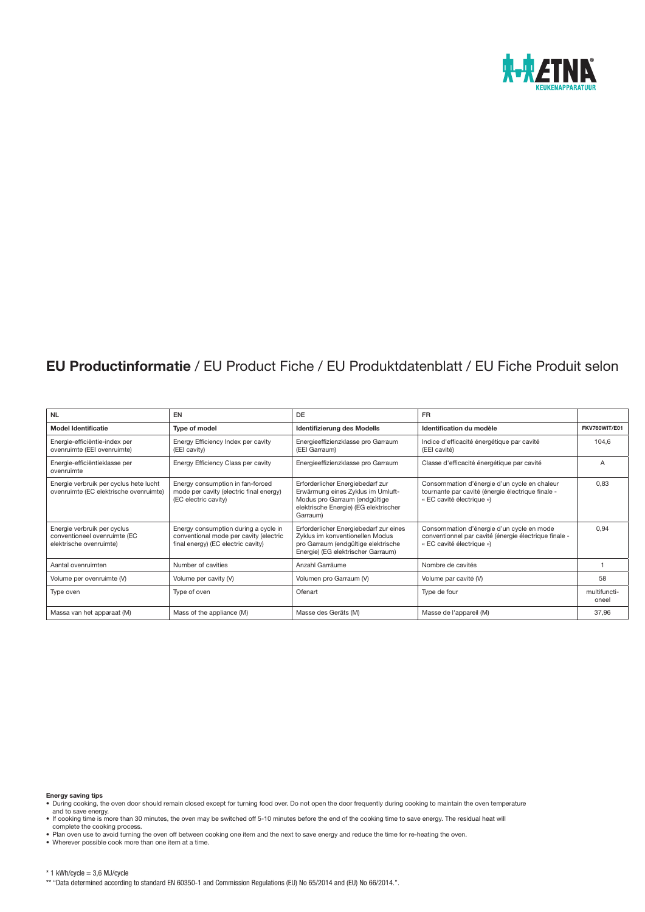## **EU Productinformatie** / EU Product Fiche / EU Produktdatenblatt / EU Fiche Produit selon

| NL | EN | DE | FR | |
|---|---|---|---|---|
| **Model Identificatie** | **Type of model** | **Identifizierung des Modells** | **Identification du modèle** | **FKV760WIT/E01** |
| Energie-efficiëntie-index per ovenruimte (EEI ovenruimte) | Energy Efficiency Index per cavity (EEI cavity) | Energieeffizienzklasse pro Garraum (EEI Garraum) | Indice d'efficacité énergétique par cavité (EEI cavité) | 104,6 |
| Energie-efficiëntieklasse per ovenruimte | Energy Efficiency Class per cavity | Energieeffizienzklasse pro Garraum | Classe d'efficacité énergétique par cavité | A |
| Energie verbruik per cyclus hete lucht ovenruimte (EC elektrische ovenruimte) | Energy consumption in fan-forced mode per cavity (electric final energy) (EC electric cavity) | Erforderlicher Energiebedarf zur Erwärmung eines Zyklus im Umluft-Modus pro Garraum (endgültige elektrische Energie) (EG elektrischer Garraum) | Consommation d'énergie d'un cycle en chaleur tournante par cavité (énergie électrique finale - « EC cavité électrique ») | 0,83 |
| Energie verbruik per cyclus conventioneel ovenruimte (EC elektrische ovenruimte) | Energy consumption during a cycle in conventional mode per cavity (electric final energy) (EC electric cavity) | Erforderlicher Energiebedarf zur eines Zyklus im konventionellen Modus pro Garraum (endgültige elektrische Energie) (EG elektrischer Garraum) | Consommation d'énergie d'un cycle en mode conventionnel par cavité (énergie électrique finale - « EC cavité électrique ») | 0,94 |
| Aantal ovenruimten | Number of cavities | Anzahl Garräume | Nombre de cavités | 1 |
| Volume per ovenruimte (V) | Volume per cavity (V) | Volumen pro Garraum (V) | Volume par cavité (V) | 58 |
| Type oven | Type of oven | Ofenart | Type de four | multifuncti-oneel |
| Massa van het apparaat (M) | Mass of the appliance (M) | Masse des Geräts (M) | Masse de l'appareil (M) | 37,96 |

**Energy saving tips**

- During cooking, the oven door should remain closed except for turning food over. Do not open the door frequently during cooking to maintain the oven temperature and to save energy.
- If cooking time is more than 30 minutes, the oven may be switched off 5-10 minutes before the end of the cooking time to save energy. The residual heat will complete the cooking process.
- Plan oven use to avoid turning the oven off between cooking one item and the next to save energy and reduce the time for re-heating the oven.
- Wherever possible cook more than one item at a time.

\* 1 kWh/cycle = 3,6 MJ/cycle

\*\* "Data determined according to standard EN 60350-1 and Commission Regulations (EU) No 65/2014 and (EU) No 66/2014.".